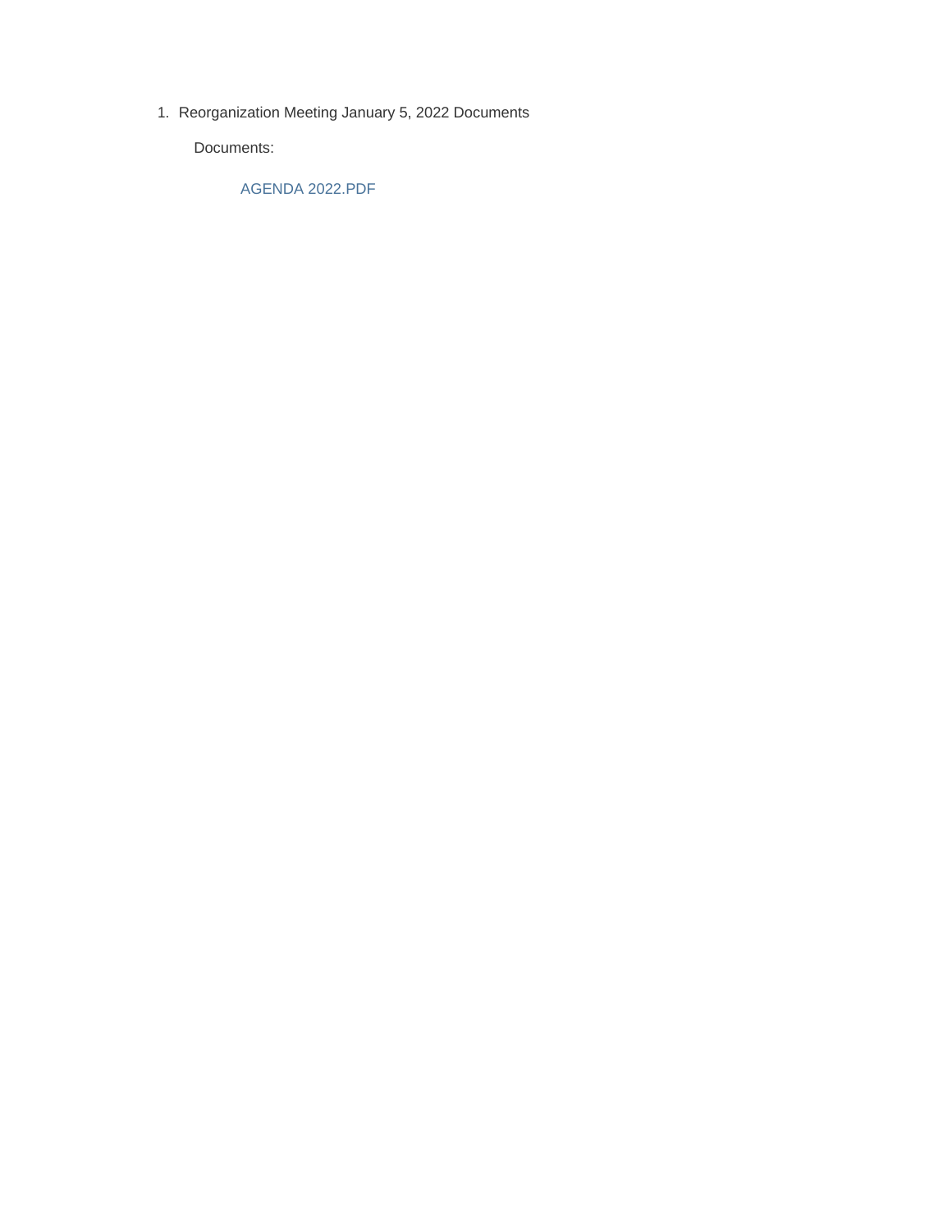1. Reorganization Meeting January 5, 2022 Documents

    Documents:

        AGENDA 2022.PDF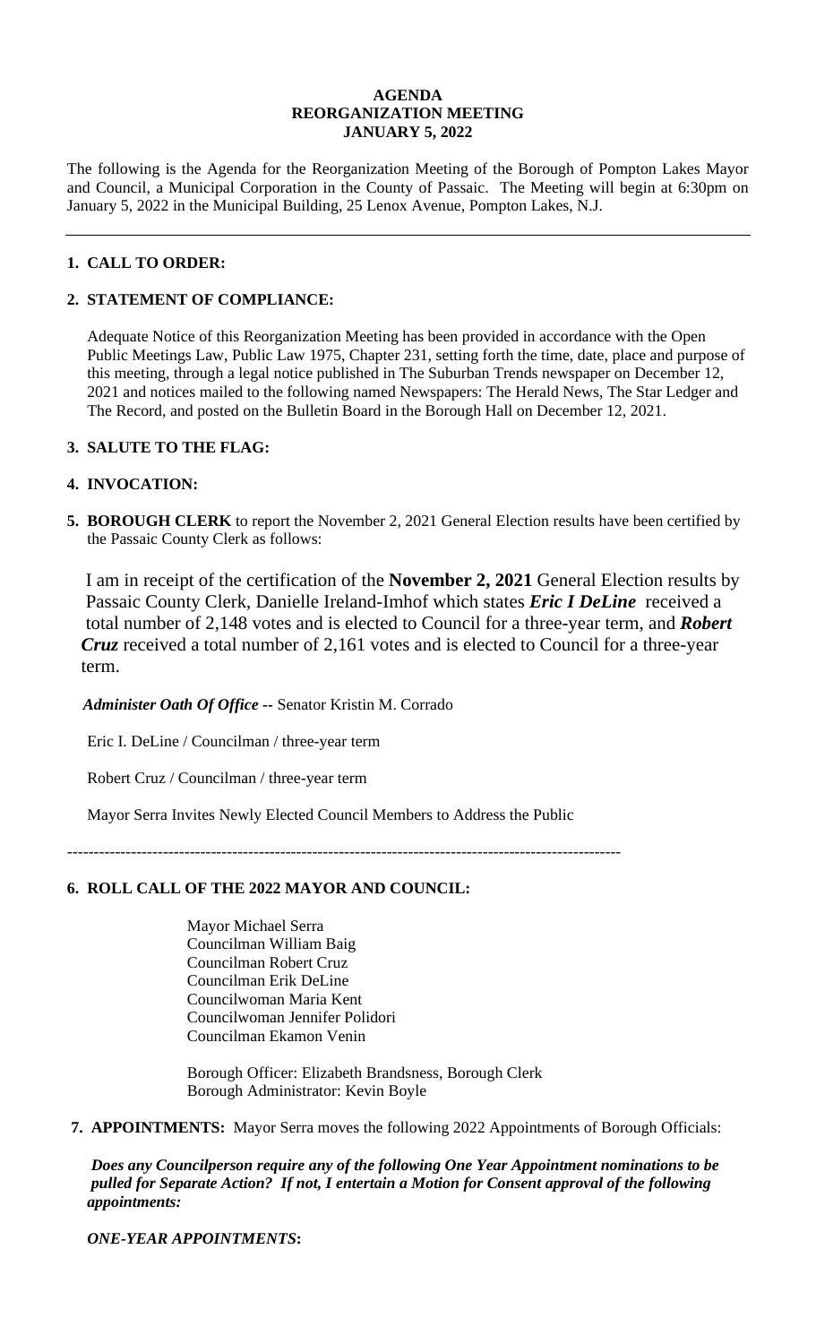**AGENDA**
**REORGANIZATION MEETING**
**JANUARY 5, 2022**

The following is the Agenda for the Reorganization Meeting of the Borough of Pompton Lakes Mayor and Council, a Municipal Corporation in the County of Passaic. The Meeting will begin at 6:30pm on January 5, 2022 in the Municipal Building, 25 Lenox Avenue, Pompton Lakes, N.J.

---

**1. CALL TO ORDER:**

**2. STATEMENT OF COMPLIANCE:**

Adequate Notice of this Reorganization Meeting has been provided in accordance with the Open Public Meetings Law, Public Law 1975, Chapter 231, setting forth the time, date, place and purpose of this meeting, through a legal notice published in The Suburban Trends newspaper on December 12, 2021 and notices mailed to the following named Newspapers: The Herald News, The Star Ledger and The Record, and posted on the Bulletin Board in the Borough Hall on December 12, 2021.

**3. SALUTE TO THE FLAG:**

**4. INVOCATION:**

**5. BOROUGH CLERK** to report the November 2, 2021 General Election results have been certified by the Passaic County Clerk as follows:

I am in receipt of the certification of the **November 2, 2021** General Election results by Passaic County Clerk, Danielle Ireland-Imhof which states ***Eric I DeLine*** received a total number of 2,148 votes and is elected to Council for a three-year term, and ***Robert Cruz*** received a total number of 2,161 votes and is elected to Council for a three-year term.

***Administer Oath Of Office*** -- Senator Kristin M. Corrado

Eric I. DeLine / Councilman / three-year term

Robert Cruz / Councilman / three-year term

Mayor Serra Invites Newly Elected Council Members to Address the Public

---

**6. ROLL CALL OF THE 2022 MAYOR AND COUNCIL:**

Mayor Michael Serra
Councilman William Baig
Councilman Robert Cruz
Councilman Erik DeLine
Councilwoman Maria Kent
Councilwoman Jennifer Polidori
Councilman Ekamon Venin

Borough Officer: Elizabeth Brandsness, Borough Clerk
Borough Administrator: Kevin Boyle

**7. APPOINTMENTS:** Mayor Serra moves the following 2022 Appointments of Borough Officials:

***Does any Councilperson require any of the following One Year Appointment nominations to be pulled for Separate Action? If not, I entertain a Motion for Consent approval of the following appointments:***

***ONE-YEAR APPOINTMENTS:***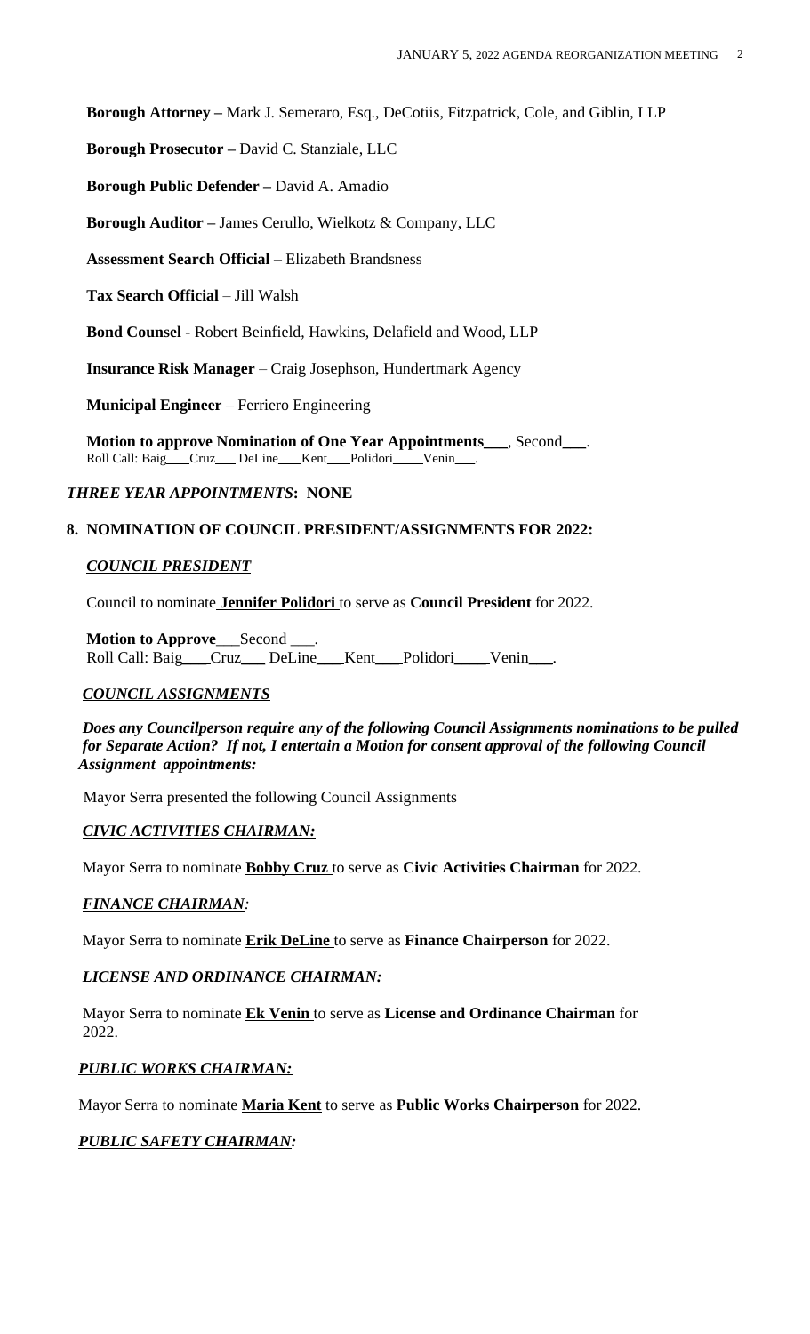**Borough Attorney –** Mark J. Semeraro, Esq., DeCotiis, Fitzpatrick, Cole, and Giblin, LLP

**Borough Prosecutor –** David C. Stanziale, LLC

**Borough Public Defender –** David A. Amadio

**Borough Auditor –** James Cerullo, Wielkotz & Company, LLC

**Assessment Search Official** – Elizabeth Brandsness

**Tax Search Official** – Jill Walsh

**Bond Counsel** - Robert Beinfield, Hawkins, Delafield and Wood, LLP

**Insurance Risk Manager** – Craig Josephson, Hundertmark Agency

**Municipal Engineer** – Ferriero Engineering

**Motion to approve Nomination of One Year Appointments___**, Second___.
Roll Call: Baig___Cruz___ DeLine___Kent___Polidori____Venin___.

***THREE YEAR APPOINTMENTS*: NONE**

## 8. NOMINATION OF COUNCIL PRESIDENT/ASSIGNMENTS FOR 2022:

***COUNCIL PRESIDENT***

Council to nominate **Jennifer Polidori** to serve as **Council President** for 2022.

**Motion to Approve**___Second ___.
Roll Call: Baig___Cruz___ DeLine___Kent___Polidori____Venin___.

***COUNCIL ASSIGNMENTS***

***Does any Councilperson require any of the following Council Assignments nominations to be pulled for Separate Action? If not, I entertain a Motion for consent approval of the following Council Assignment appointments:***

Mayor Serra presented the following Council Assignments

***CIVIC ACTIVITIES CHAIRMAN:***

Mayor Serra to nominate **Bobby Cruz** to serve as **Civic Activities Chairman** for 2022.

***FINANCE CHAIRMAN:***

Mayor Serra to nominate **Erik DeLine** to serve as **Finance Chairperson** for 2022.

***LICENSE AND ORDINANCE CHAIRMAN:***

Mayor Serra to nominate **Ek Venin** to serve as **License and Ordinance Chairman** for 2022.

***PUBLIC WORKS CHAIRMAN:***

Mayor Serra to nominate **Maria Kent** to serve as **Public Works Chairperson** for 2022.

***PUBLIC SAFETY CHAIRMAN:***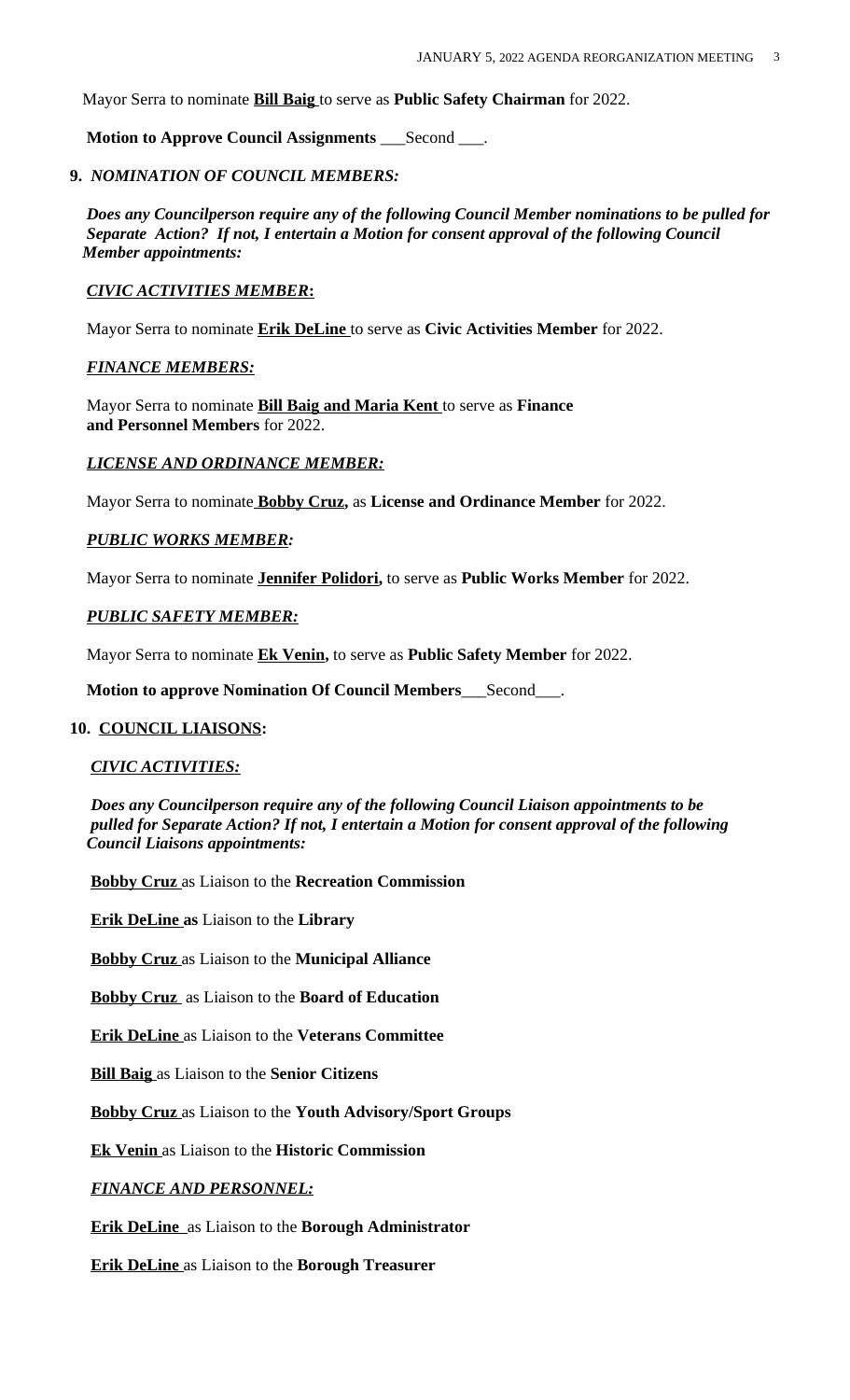Mayor Serra to nominate **Bill Baig** to serve as **Public Safety Chairman** for 2022.

**Motion to Approve Council Assignments** ___Second ___.

**9.** ***NOMINATION OF COUNCIL MEMBERS:***

***Does any Councilperson require any of the following Council Member nominations to be pulled for Separate Action? If not, I entertain a Motion for consent approval of the following Council Member appointments:***

***CIVIC ACTIVITIES MEMBER*:**

Mayor Serra to nominate **Erik DeLine** to serve as **Civic Activities Member** for 2022.

***FINANCE MEMBERS:***

Mayor Serra to nominate **Bill Baig and Maria Kent** to serve as **Finance and Personnel Members** for 2022.

***LICENSE AND ORDINANCE MEMBER:***

Mayor Serra to nominate **Bobby Cruz,** as **License and Ordinance Member** for 2022.

***PUBLIC WORKS MEMBER:***

Mayor Serra to nominate **Jennifer Polidori,** to serve as **Public Works Member** for 2022.

***PUBLIC SAFETY MEMBER:***

Mayor Serra to nominate **Ek Venin,** to serve as **Public Safety Member** for 2022.

**Motion to approve Nomination Of Council Members**___Second___.

**10. COUNCIL LIAISONS:**

***CIVIC ACTIVITIES:***

***Does any Councilperson require any of the following Council Liaison appointments to be pulled for Separate Action? If not, I entertain a Motion for consent approval of the following Council Liaisons appointments:***

**Bobby Cruz** as Liaison to the **Recreation Commission**

**Erik DeLine as** Liaison to the **Library**

**Bobby Cruz** as Liaison to the **Municipal Alliance**

**Bobby Cruz** as Liaison to the **Board of Education**

**Erik DeLine** as Liaison to the **Veterans Committee**

**Bill Baig** as Liaison to the **Senior Citizens**

**Bobby Cruz** as Liaison to the **Youth Advisory/Sport Groups**

**Ek Venin** as Liaison to the **Historic Commission**

***FINANCE AND PERSONNEL:***

**Erik DeLine** as Liaison to the **Borough Administrator**

**Erik DeLine** as Liaison to the **Borough Treasurer**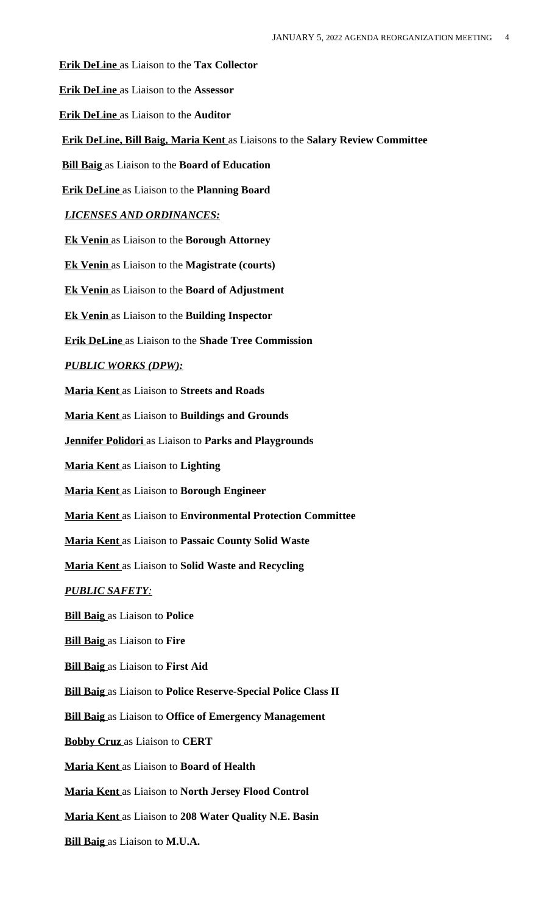**Erik DeLine** as Liaison to the **Tax Collector**

**Erik DeLine** as Liaison to the **Assessor**

**Erik DeLine** as Liaison to the **Auditor**

**Erik DeLine, Bill Baig, Maria Kent** as Liaisons to the **Salary Review Committee**

**Bill Baig** as Liaison to the **Board of Education**

**Erik DeLine** as Liaison to the **Planning Board**

***LICENSES AND ORDINANCES:***

**Ek Venin** as Liaison to the **Borough Attorney**

**Ek Venin** as Liaison to the **Magistrate (courts)**

**Ek Venin** as Liaison to the **Board of Adjustment**

**Ek Venin** as Liaison to the **Building Inspector**

**Erik DeLine** as Liaison to the **Shade Tree Commission**

***PUBLIC WORKS (DPW):***

**Maria Kent** as Liaison to **Streets and Roads**

**Maria Kent** as Liaison to **Buildings and Grounds**

**Jennifer Polidori** as Liaison to **Parks and Playgrounds**

**Maria Kent** as Liaison to **Lighting**

**Maria Kent** as Liaison to **Borough Engineer**

**Maria Kent** as Liaison to **Environmental Protection Committee**

**Maria Kent** as Liaison to **Passaic County Solid Waste**

**Maria Kent** as Liaison to **Solid Waste and Recycling**

***PUBLIC SAFETY:***

**Bill Baig** as Liaison to **Police**

**Bill Baig** as Liaison to **Fire**

**Bill Baig** as Liaison to **First Aid**

**Bill Baig** as Liaison to **Police Reserve-Special Police Class II**

**Bill Baig** as Liaison to **Office of Emergency Management**

**Bobby Cruz** as Liaison to **CERT**

**Maria Kent** as Liaison to **Board of Health**

**Maria Kent** as Liaison to **North Jersey Flood Control**

**Maria Kent** as Liaison to **208 Water Quality N.E. Basin**

**Bill Baig** as Liaison to **M.U.A.**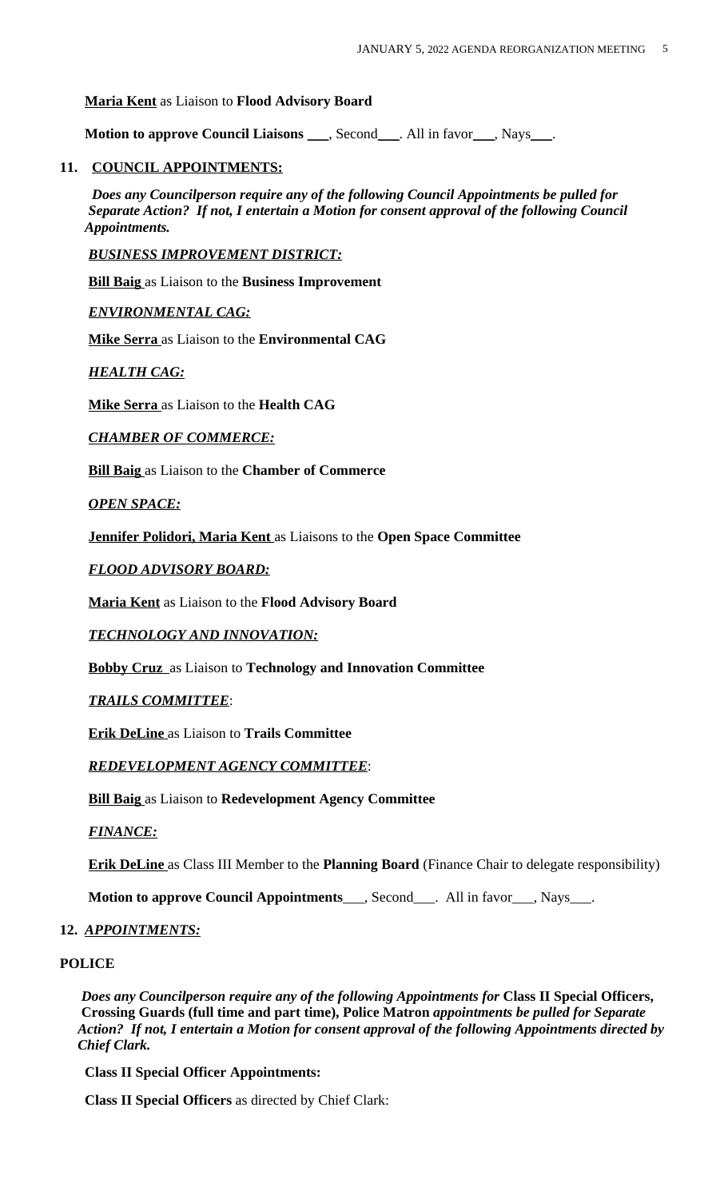**Maria Kent** as Liaison to **Flood Advisory Board**

**Motion to approve Council Liaisons ___**, Second___. All in favor___, Nays___.

## 11. COUNCIL APPOINTMENTS:

***Does any Councilperson require any of the following Council Appointments be pulled for Separate Action? If not, I entertain a Motion for consent approval of the following Council Appointments.***

***BUSINESS IMPROVEMENT DISTRICT:***

**Bill Baig** as Liaison to the **Business Improvement**

***ENVIRONMENTAL CAG:***

**Mike Serra** as Liaison to the **Environmental CAG**

***HEALTH CAG:***

**Mike Serra** as Liaison to the **Health CAG**

***CHAMBER OF COMMERCE:***

**Bill Baig** as Liaison to the **Chamber of Commerce**

***OPEN SPACE:***

**Jennifer Polidori, Maria Kent** as Liaisons to the **Open Space Committee**

***FLOOD ADVISORY BOARD:***

**Maria Kent** as Liaison to the **Flood Advisory Board**

***TECHNOLOGY AND INNOVATION:***

**Bobby Cruz** as Liaison to **Technology and Innovation Committee**

***TRAILS COMMITTEE***:

**Erik DeLine** as Liaison to **Trails Committee**

***REDEVELOPMENT AGENCY COMMITTEE***:

**Bill Baig** as Liaison to **Redevelopment Agency Committee**

***FINANCE:***

**Erik DeLine** as Class III Member to the **Planning Board** (Finance Chair to delegate responsibility)

**Motion to approve Council Appointments**___, Second___. All in favor___, Nays___.

## 12. *APPOINTMENTS:*

**POLICE**

***Does any Councilperson require any of the following Appointments for* Class II Special Officers, Crossing Guards (full time and part time), Police Matron *appointments be pulled for Separate Action? If not, I entertain a Motion for consent approval of the following Appointments directed by Chief Clark.***

**Class II Special Officer Appointments:**

**Class II Special Officers** as directed by Chief Clark: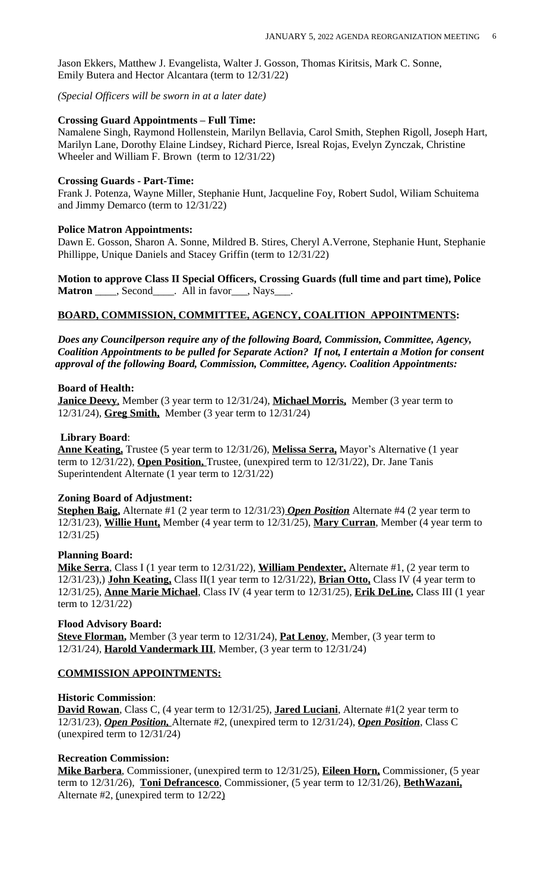Jason Ekkers, Matthew J. Evangelista, Walter J. Gosson, Thomas Kiritsis, Mark C. Sonne, Emily Butera and Hector Alcantara (term to 12/31/22)

*(Special Officers will be sworn in at a later date)*

**Crossing Guard Appointments – Full Time:**
Namalene Singh, Raymond Hollenstein, Marilyn Bellavia, Carol Smith, Stephen Rigoll, Joseph Hart, Marilyn Lane, Dorothy Elaine Lindsey, Richard Pierce, Isreal Rojas, Evelyn Zynczak, Christine Wheeler and William F. Brown (term to 12/31/22)

**Crossing Guards - Part-Time:**
Frank J. Potenza, Wayne Miller, Stephanie Hunt, Jacqueline Foy, Robert Sudol, Wiliam Schuitema and Jimmy Demarco (term to 12/31/22)

**Police Matron Appointments:**
Dawn E. Gosson, Sharon A. Sonne, Mildred B. Stires, Cheryl A.Verrone, Stephanie Hunt, Stephanie Phillippe, Unique Daniels and Stacey Griffin (term to 12/31/22)

**Motion to approve Class II Special Officers, Crossing Guards (full time and part time), Police Matron** ____, Second____. All in favor___, Nays___.

**BOARD, COMMISSION, COMMITTEE, AGENCY, COALITION APPOINTMENTS:**

***Does any Councilperson require any of the following Board, Commission, Committee, Agency, Coalition Appointments to be pulled for Separate Action? If not, I entertain a Motion for consent approval of the following Board, Commission, Committee, Agency. Coalition Appointments:***

**Board of Health:**
**Janice Deevy**, Member (3 year term to 12/31/24), **Michael Morris,** Member (3 year term to 12/31/24), **Greg Smith,** Member (3 year term to 12/31/24)

**Library Board**:
**Anne Keating,** Trustee (5 year term to 12/31/26), **Melissa Serra,** Mayor's Alternative (1 year term to 12/31/22), **Open Position,** Trustee, (unexpired term to 12/31/22), Dr. Jane Tanis Superintendent Alternate (1 year term to 12/31/22)

**Zoning Board of Adjustment:**
**Stephen Baig,** Alternate #1 (2 year term to 12/31/23) ***Open Position*** Alternate #4 (2 year term to 12/31/23), **Willie Hunt,** Member (4 year term to 12/31/25), **Mary Curran**, Member (4 year term to 12/31/25)

**Planning Board:**
**Mike Serra**, Class I (1 year term to 12/31/22), **William Pendexter,** Alternate #1, (2 year term to 12/31/23),) **John Keating,** Class II(1 year term to 12/31/22), **Brian Otto,** Class IV (4 year term to 12/31/25), **Anne Marie Michael**, Class IV (4 year term to 12/31/25), **Erik DeLine,** Class III (1 year term to 12/31/22)

**Flood Advisory Board:**
**Steve Florman,** Member (3 year term to 12/31/24), **Pat Lenoy**, Member, (3 year term to 12/31/24), **Harold Vandermark III**, Member, (3 year term to 12/31/24)

**COMMISSION APPOINTMENTS:**

**Historic Commission**:
**David Rowan**, Class C, (4 year term to 12/31/25), **Jared Luciani**, Alternate #1(2 year term to 12/31/23), ***Open Position,*** Alternate #2, (unexpired term to 12/31/24), ***Open Position***, Class C (unexpired term to 12/31/24)

**Recreation Commission:**
**Mike Barbera**, Commissioner, (unexpired term to 12/31/25), **Eileen Horn,** Commissioner, (5 year term to 12/31/26), **Toni Defrancesco**, Commissioner, (5 year term to 12/31/26), **BethWazani,** Alternate #2, (unexpired term to 12/22)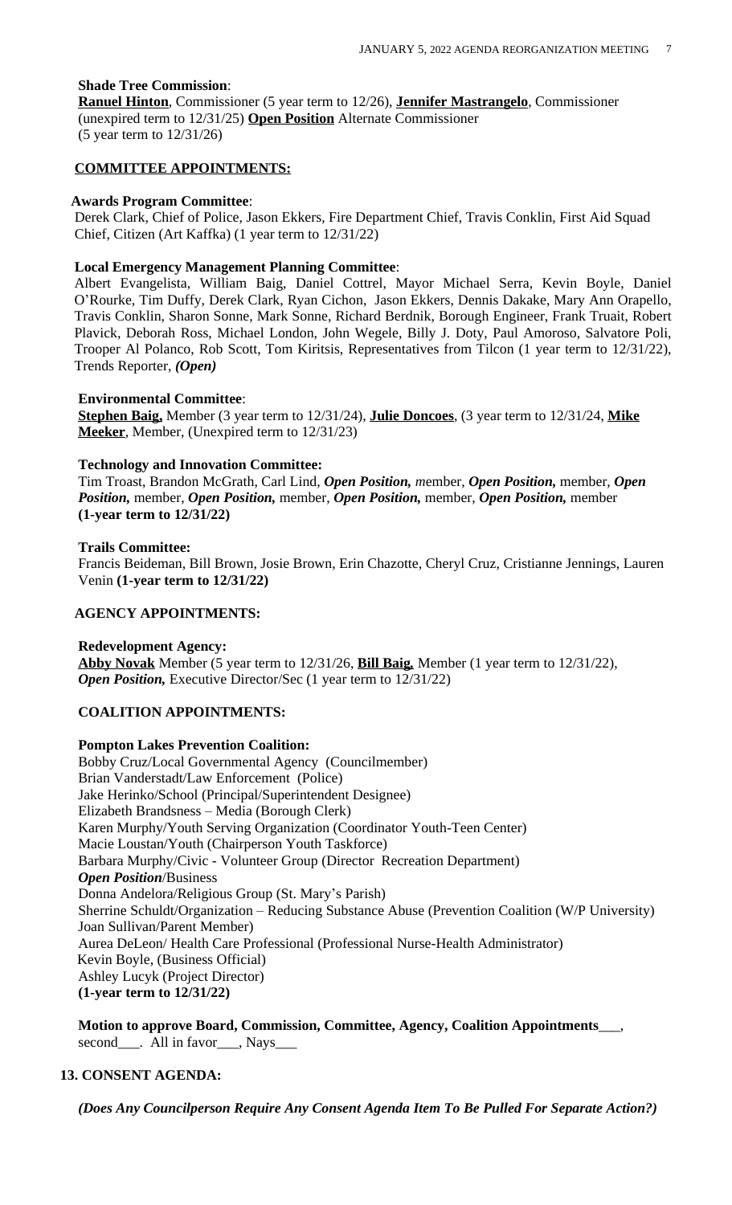**Shade Tree Commission**:
**Ranuel Hinton**, Commissioner (5 year term to 12/26), **Jennifer Mastrangelo**, Commissioner (unexpired term to 12/31/25) **Open Position** Alternate Commissioner (5 year term to 12/31/26)

**COMMITTEE APPOINTMENTS:**

**Awards Program Committee**:
Derek Clark, Chief of Police, Jason Ekkers, Fire Department Chief, Travis Conklin, First Aid Squad Chief, Citizen (Art Kaffka) (1 year term to 12/31/22)

**Local Emergency Management Planning Committee**:
Albert Evangelista, William Baig, Daniel Cottrel, Mayor Michael Serra, Kevin Boyle, Daniel O'Rourke, Tim Duffy, Derek Clark, Ryan Cichon, Jason Ekkers, Dennis Dakake, Mary Ann Orapello, Travis Conklin, Sharon Sonne, Mark Sonne, Richard Berdnik, Borough Engineer, Frank Truait, Robert Plavick, Deborah Ross, Michael London, John Wegele, Billy J. Doty, Paul Amoroso, Salvatore Poli, Trooper Al Polanco, Rob Scott, Tom Kiritsis, Representatives from Tilcon (1 year term to 12/31/22), Trends Reporter, ***(Open)***

**Environmental Committee**:
**Stephen Baig,** Member (3 year term to 12/31/24), **Julie Doncoes**, (3 year term to 12/31/24, **Mike Meeker**, Member, (Unexpired term to 12/31/23)

**Technology and Innovation Committee:**
Tim Troast, Brandon McGrath, Carl Lind, ***Open Position,*** *m*ember, ***Open Position,*** member, ***Open Position,*** member, ***Open Position,*** member, ***Open Position,*** member, ***Open Position,*** member **(1-year term to 12/31/22)**

**Trails Committee:**
Francis Beideman, Bill Brown, Josie Brown, Erin Chazotte, Cheryl Cruz, Cristianne Jennings, Lauren Venin **(1-year term to 12/31/22)**

**AGENCY APPOINTMENTS:**

**Redevelopment Agency:**
**Abby Novak** Member (5 year term to 12/31/26, **Bill Baig,** Member (1 year term to 12/31/22), ***Open Position,*** Executive Director/Sec (1 year term to 12/31/22)

**COALITION APPOINTMENTS:**

**Pompton Lakes Prevention Coalition:**
Bobby Cruz/Local Governmental Agency (Councilmember)
Brian Vanderstadt/Law Enforcement (Police)
Jake Herinko/School (Principal/Superintendent Designee)
Elizabeth Brandsness – Media (Borough Clerk)
Karen Murphy/Youth Serving Organization (Coordinator Youth-Teen Center)
Macie Loustan/Youth (Chairperson Youth Taskforce)
Barbara Murphy/Civic - Volunteer Group (Director Recreation Department)
***Open Position***/Business
Donna Andelora/Religious Group (St. Mary's Parish)
Sherrine Schuldt/Organization – Reducing Substance Abuse (Prevention Coalition (W/P University)
Joan Sullivan/Parent Member)
Aurea DeLeon/ Health Care Professional (Professional Nurse-Health Administrator)
Kevin Boyle, (Business Official)
Ashley Lucyk (Project Director)
**(1-year term to 12/31/22)**

**Motion to approve Board, Commission, Committee, Agency, Coalition Appointments**___, second___. All in favor___, Nays___

**13. CONSENT AGENDA:**

***(Does Any Councilperson Require Any Consent Agenda Item To Be Pulled For Separate Action?)***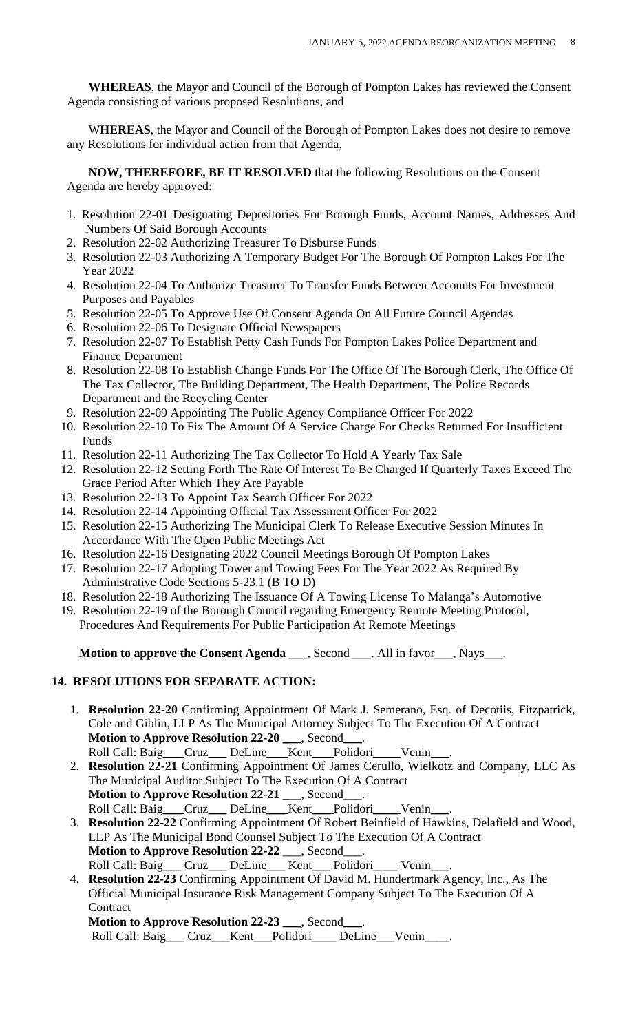**WHEREAS**, the Mayor and Council of the Borough of Pompton Lakes has reviewed the Consent Agenda consisting of various proposed Resolutions, and

W**HEREAS**, the Mayor and Council of the Borough of Pompton Lakes does not desire to remove any Resolutions for individual action from that Agenda,

**NOW, THEREFORE, BE IT RESOLVED** that the following Resolutions on the Consent Agenda are hereby approved:

1. Resolution 22-01 Designating Depositories For Borough Funds, Account Names, Addresses And Numbers Of Said Borough Accounts
2. Resolution 22-02 Authorizing Treasurer To Disburse Funds
3. Resolution 22-03 Authorizing A Temporary Budget For The Borough Of Pompton Lakes For The Year 2022
4. Resolution 22-04 To Authorize Treasurer To Transfer Funds Between Accounts For Investment Purposes and Payables
5. Resolution 22-05 To Approve Use Of Consent Agenda On All Future Council Agendas
6. Resolution 22-06 To Designate Official Newspapers
7. Resolution 22-07 To Establish Petty Cash Funds For Pompton Lakes Police Department and Finance Department
8. Resolution 22-08 To Establish Change Funds For The Office Of The Borough Clerk, The Office Of The Tax Collector, The Building Department, The Health Department, The Police Records Department and the Recycling Center
9. Resolution 22-09 Appointing The Public Agency Compliance Officer For 2022
10. Resolution 22-10 To Fix The Amount Of A Service Charge For Checks Returned For Insufficient Funds
11. Resolution 22-11 Authorizing The Tax Collector To Hold A Yearly Tax Sale
12. Resolution 22-12 Setting Forth The Rate Of Interest To Be Charged If Quarterly Taxes Exceed The Grace Period After Which They Are Payable
13. Resolution 22-13 To Appoint Tax Search Officer For 2022
14. Resolution 22-14 Appointing Official Tax Assessment Officer For 2022
15. Resolution 22-15 Authorizing The Municipal Clerk To Release Executive Session Minutes In Accordance With The Open Public Meetings Act
16. Resolution 22-16 Designating 2022 Council Meetings Borough Of Pompton Lakes
17. Resolution 22-17 Adopting Tower and Towing Fees For The Year 2022 As Required By Administrative Code Sections 5-23.1 (B TO D)
18. Resolution 22-18 Authorizing The Issuance Of A Towing License To Malanga's Automotive
19. Resolution 22-19 of the Borough Council regarding Emergency Remote Meeting Protocol, Procedures And Requirements For Public Participation At Remote Meetings

**Motion to approve the Consent Agenda** ___, Second ___. All in favor___, Nays___.

## 14. RESOLUTIONS FOR SEPARATE ACTION:

1. **Resolution 22-20** Confirming Appointment Of Mark J. Semerano, Esq. of Decotiis, Fitzpatrick, Cole and Giblin, LLP As The Municipal Attorney Subject To The Execution Of A Contract
   **Motion to Approve Resolution 22-20** ___, Second___.
   Roll Call: Baig___Cruz___ DeLine___Kent___Polidori____Venin___.
2. **Resolution 22-21** Confirming Appointment Of James Cerullo, Wielkotz and Company, LLC As The Municipal Auditor Subject To The Execution Of A Contract
   **Motion to Approve Resolution 22-21** ___, Second___.
   Roll Call: Baig___Cruz___ DeLine___Kent___Polidori____Venin___.
3. **Resolution 22-22** Confirming Appointment Of Robert Beinfield of Hawkins, Delafield and Wood, LLP As The Municipal Bond Counsel Subject To The Execution Of A Contract
   **Motion to Approve Resolution 22-22** ___, Second___.
   Roll Call: Baig___Cruz___ DeLine___Kent___Polidori____Venin___.
4. **Resolution 22-23** Confirming Appointment Of David M. Hundertmark Agency, Inc., As The Official Municipal Insurance Risk Management Company Subject To The Execution Of A Contract
   **Motion to Approve Resolution 22-23** ___, Second___.
   Roll Call: Baig___ Cruz___Kent___Polidori____ DeLine___Venin____.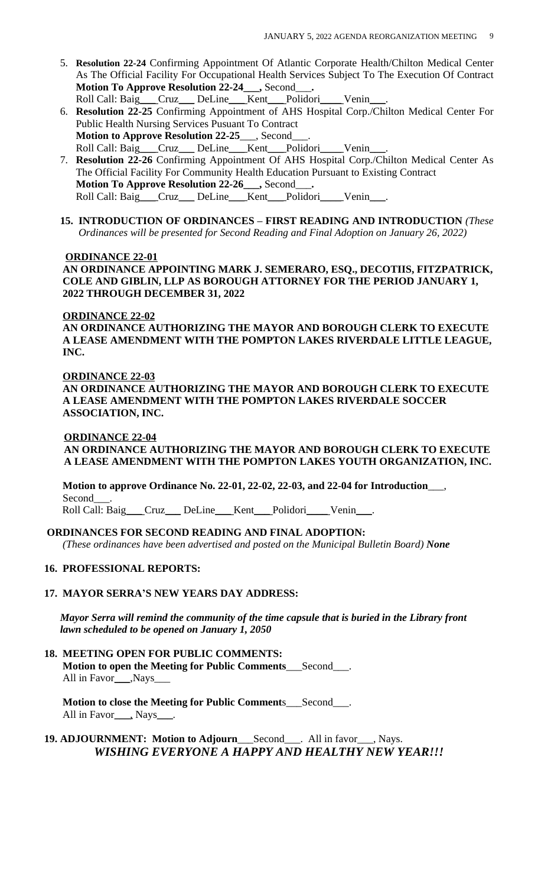5. **Resolution 22-24** Confirming Appointment Of Atlantic Corporate Health/Chilton Medical Center As The Official Facility For Occupational Health Services Subject To The Execution Of Contract
   **Motion To Approve Resolution 22-24___,** Second___.
   Roll Call: Baig___Cruz___ DeLine___Kent___Polidori____Venin___.
6. **Resolution 22-25** Confirming Appointment of AHS Hospital Corp./Chilton Medical Center For Public Health Nursing Services Pusuant To Contract
   **Motion to Approve Resolution 22-25**___, Second___.
   Roll Call: Baig___Cruz___ DeLine___Kent___Polidori____Venin___.
7. **Resolution 22-26** Confirming Appointment Of AHS Hospital Corp./Chilton Medical Center As The Official Facility For Community Health Education Pursuant to Existing Contract
   **Motion To Approve Resolution 22-26___,** Second___.
   Roll Call: Baig___Cruz___ DeLine___Kent___Polidori____Venin___.

## 15. INTRODUCTION OF ORDINANCES – FIRST READING AND INTRODUCTION *(These Ordinances will be presented for Second Reading and Final Adoption on January 26, 2022)*

**ORDINANCE 22-01**

**AN ORDINANCE APPOINTING MARK J. SEMERARO, ESQ., DECOTIIS, FITZPATRICK, COLE AND GIBLIN, LLP AS BOROUGH ATTORNEY FOR THE PERIOD JANUARY 1, 2022 THROUGH DECEMBER 31, 2022**

**ORDINANCE 22-02**

**AN ORDINANCE AUTHORIZING THE MAYOR AND BOROUGH CLERK TO EXECUTE A LEASE AMENDMENT WITH THE POMPTON LAKES RIVERDALE LITTLE LEAGUE, INC.**

**ORDINANCE 22-03**

**AN ORDINANCE AUTHORIZING THE MAYOR AND BOROUGH CLERK TO EXECUTE A LEASE AMENDMENT WITH THE POMPTON LAKES RIVERDALE SOCCER ASSOCIATION, INC.**

**ORDINANCE 22-04**

**AN ORDINANCE AUTHORIZING THE MAYOR AND BOROUGH CLERK TO EXECUTE A LEASE AMENDMENT WITH THE POMPTON LAKES YOUTH ORGANIZATION, INC.**

**Motion to approve Ordinance No. 22-01, 22-02, 22-03, and 22-04 for Introduction**___, Second___.
Roll Call: Baig___Cruz___ DeLine___Kent___Polidori____Venin___.

**ORDINANCES FOR SECOND READING AND FINAL ADOPTION:**
*(These ordinances have been advertised and posted on the Municipal Bulletin Board)* ***None***

## 16. PROFESSIONAL REPORTS:

## 17. MAYOR SERRA'S NEW YEARS DAY ADDRESS:

***Mayor Serra will remind the community of the time capsule that is buried in the Library front lawn scheduled to be opened on January 1, 2050***

## 18. MEETING OPEN FOR PUBLIC COMMENTS:

**Motion to open the Meeting for Public Comments**___Second___.
All in Favor___,Nays___

**Motion to close the Meeting for Public Comments**___Second___.
All in Favor___, Nays___.

## 19. ADJOURNMENT: Motion to Adjourn___Second___. All in favor___, Nays.

***WISHING EVERYONE A HAPPY AND HEALTHY NEW YEAR!!!***